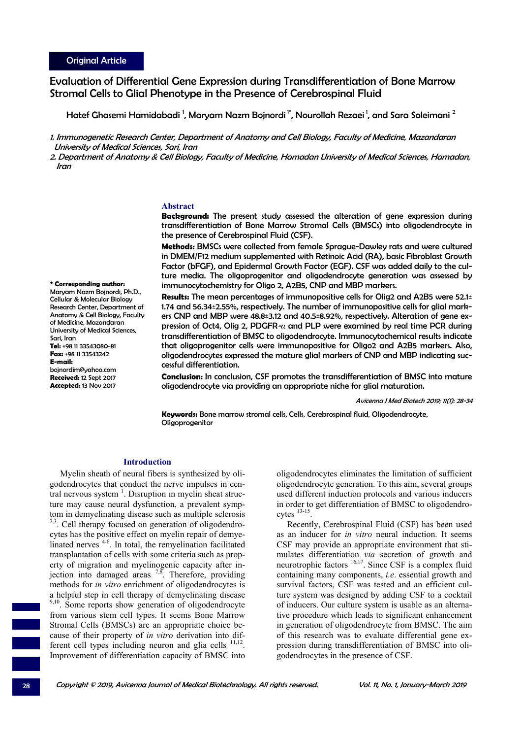Original Article

# Evaluation of Differential Gene Expression during Transdifferentiation of Bone Marrow Stromal Cells to Glial Phenotype in the Presence of Cerebrospinal Fluid

Hatef Ghasemi Hamidabadi [1], Maryam Nazm Bojnordi [1*], Nourollah Rezaei [1], and Sara Soleimani [2]

*1. Immunogenetic Research Center, Department of Anatomy and Cell Biology, Faculty of Medicine, Mazandaran University of Medical Sciences, Sari, Iran*

*2. Department of Anatomy & Cell Biology, Faculty of Medicine, Hamadan University of Medical Sciences, Hamadan, Iran*

**\* Corresponding author:** Maryam Nazm Bojnordi, Ph.D., Cellular & Molecular Biology Research Center, Department of Anatomy & Cell Biology, Faculty of Medicine, Mazandaran University of Medical Sciences, Sari, Iran
**Tel:** +98 11 33543080-81
**Fax:** +98 11 33543242
**E-mail:** bojnordim@yahoo.com
**Received:** 12 Sept 2017
**Accepted:** 13 Nov 2017

## Abstract

**Background:** The present study assessed the alteration of gene expression during transdifferentiation of Bone Marrow Stromal Cells (BMSCs) into oligodendrocyte in the presence of Cerebrospinal Fluid (CSF).

**Methods:** BMSCs were collected from female Sprague-Dawley rats and were cultured in DMEM/F12 medium supplemented with Retinoic Acid (RA), basic Fibroblast Growth Factor (bFGF), and Epidermal Growth Factor (EGF). CSF was added daily to the culture media. The oligoprogenitor and oligodendrocyte generation was assessed by immunocytochemistry for Oligo 2, A2B5, CNP and MBP markers.

**Results:** The mean percentages of immunopositive cells for Olig2 and A2B5 were 52.1±1.74 and 56.34±2.55%, respectively. The number of immunopositive cells for glial markers CNP and MBP were 48.8±3.12 and 40.5±8.92%, respectively. Alteration of gene expression of Oct4, Olig 2, PDGFR-$\alpha$ and PLP were examined by real time PCR during transdifferentiation of BMSC to oligodendrocyte. Immunocytochemical results indicate that oligoprogenitor cells were immunopositive for Oligo2 and A2B5 markers. Also, oligodendrocytes expressed the mature glial markers of CNP and MBP indicating successful differentiation.

**Conclusion:** In conclusion, CSF promotes the transdifferentiation of BMSC into mature oligodendrocyte via providing an appropriate niche for glial maturation.

*Avicenna J Med Biotech 2019; 11(1): 28-34*

**Keywords:** Bone marrow stromal cells, Cells, Cerebrospinal fluid, Oligodendrocyte, Oligoprogenitor

## Introduction

Myelin sheath of neural fibers is synthesized by oligodendrocytes that conduct the nerve impulses in central nervous system [1]. Disruption in myelin sheat structure may cause neural dysfunction, a prevalent symptom in demyelinating disease such as multiple sclerosis [2,3]. Cell therapy focused on generation of oligodendrocytes has the positive effect on myelin repair of demyelinated nerves [4-6]. In total, the remyelination facilitated transplantation of cells with some criteria such as property of migration and myelinogenic capacity after injection into damaged areas [7,8]. Therefore, providing methods for *in vitro* enrichment of oligodendrocytes is a helpful step in cell therapy of demyelinating disease [9,10]. Some reports show generation of oligodendrocyte from various stem cell types. It seems Bone Marrow Stromal Cells (BMSCs) are an appropriate choice because of their property of *in vitro* derivation into different cell types including neuron and glia cells [11,12]. Improvement of differentiation capacity of BMSC into oligodendrocytes eliminates the limitation of sufficient oligodendrocyte generation. To this aim, several groups used different induction protocols and various inducers in order to get differentiation of BMSC to oligodendrocytes [13-15].

Recently, Cerebrospinal Fluid (CSF) has been used as an inducer for *in vitro* neural induction. It seems CSF may provide an appropriate environment that stimulates differentiation *via* secretion of growth and neurotrophic factors [16,17]. Since CSF is a complex fluid containing many components, *i.e*. essential growth and survival factors, CSF was tested and an efficient culture system was designed by adding CSF to a cocktail of inducers. Our culture system is usable as an alternative procedure which leads to significant enhancement in generation of oligodendrocyte from BMSC. The aim of this research was to evaluate differential gene expression during transdifferentiation of BMSC into oligodendrocytes in the presence of CSF.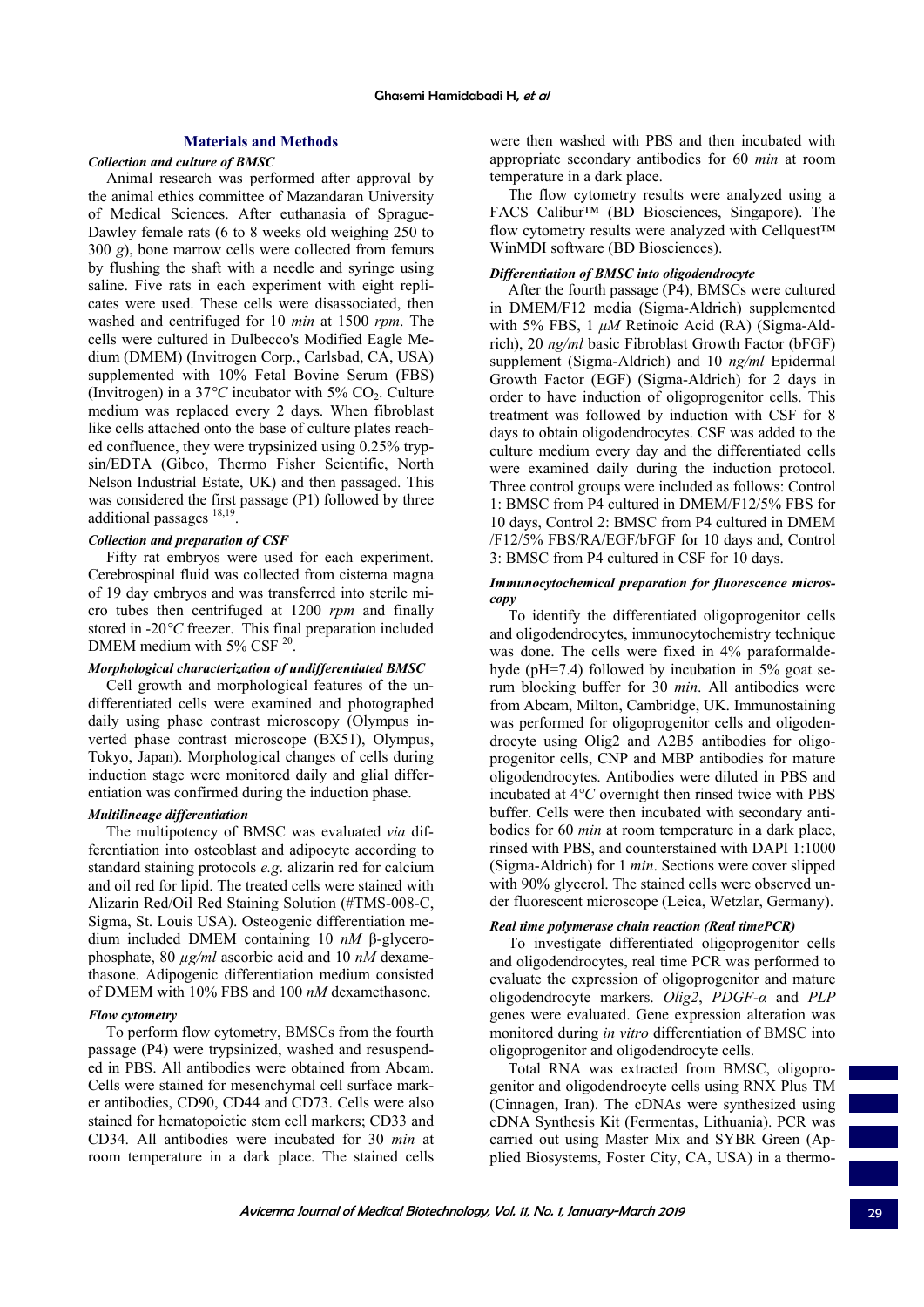## Materials and Methods

### *Collection and culture of BMSC*

Animal research was performed after approval by the animal ethics committee of Mazandaran University of Medical Sciences. After euthanasia of Sprague-Dawley female rats (6 to 8 weeks old weighing 250 to 300 *g*), bone marrow cells were collected from femurs by flushing the shaft with a needle and syringe using saline. Five rats in each experiment with eight replicates were used. These cells were disassociated, then washed and centrifuged for 10 *min* at 1500 *rpm*. The cells were cultured in Dulbecco's Modified Eagle Medium (DMEM) (Invitrogen Corp., Carlsbad, CA, USA) supplemented with 10% Fetal Bovine Serum (FBS) (Invitrogen) in a 37°*C* incubator with 5% $CO_2$. Culture medium was replaced every 2 days. When fibroblast like cells attached onto the base of culture plates reached confluence, they were trypsinized using 0.25% trypsin/EDTA (Gibco, Thermo Fisher Scientific, North Nelson Industrial Estate, UK) and then passaged. This was considered the first passage (P1) followed by three additional passages [18,19].

### *Collection and preparation of CSF*

Fifty rat embryos were used for each experiment. Cerebrospinal fluid was collected from cisterna magna of 19 day embryos and was transferred into sterile micro tubes then centrifuged at 1200 *rpm* and finally stored in -20°*C* freezer. This final preparation included DMEM medium with 5% CSF [20].

### *Morphological characterization of undifferentiated BMSC*

Cell growth and morphological features of the undifferentiated cells were examined and photographed daily using phase contrast microscopy (Olympus inverted phase contrast microscope (BX51), Olympus, Tokyo, Japan). Morphological changes of cells during induction stage were monitored daily and glial differentiation was confirmed during the induction phase.

### *Multilineage differentiation*

The multipotency of BMSC was evaluated *via* differentiation into osteoblast and adipocyte according to standard staining protocols *e.g*. alizarin red for calcium and oil red for lipid. The treated cells were stained with Alizarin Red/Oil Red Staining Solution (#TMS-008-C, Sigma, St. Louis USA). Osteogenic differentiation medium included DMEM containing 10 *nM* β-glycerophosphate, 80 *μg/ml* ascorbic acid and 10 *nM* dexamethasone. Adipogenic differentiation medium consisted of DMEM with 10% FBS and 100 *nM* dexamethasone.

### *Flow cytometry*

To perform flow cytometry, BMSCs from the fourth passage (P4) were trypsinized, washed and resuspended in PBS. All antibodies were obtained from Abcam. Cells were stained for mesenchymal cell surface marker antibodies, CD90, CD44 and CD73. Cells were also stained for hematopoietic stem cell markers; CD33 and CD34. All antibodies were incubated for 30 *min* at room temperature in a dark place. The stained cells were then washed with PBS and then incubated with appropriate secondary antibodies for 60 *min* at room temperature in a dark place.

The flow cytometry results were analyzed using a FACS Calibur™ (BD Biosciences, Singapore). The flow cytometry results were analyzed with Cellquest™ WinMDI software (BD Biosciences).

### *Differentiation of BMSC into oligodendrocyte*

After the fourth passage (P4), BMSCs were cultured in DMEM/F12 media (Sigma-Aldrich) supplemented with 5% FBS, 1 *μM* Retinoic Acid (RA) (Sigma-Aldrich), 20 *ng/ml* basic Fibroblast Growth Factor (bFGF) supplement (Sigma-Aldrich) and 10 *ng/ml* Epidermal Growth Factor (EGF) (Sigma-Aldrich) for 2 days in order to have induction of oligoprogenitor cells. This treatment was followed by induction with CSF for 8 days to obtain oligodendrocytes. CSF was added to the culture medium every day and the differentiated cells were examined daily during the induction protocol. Three control groups were included as follows: Control 1: BMSC from P4 cultured in DMEM/F12/5% FBS for 10 days, Control 2: BMSC from P4 cultured in DMEM /F12/5% FBS/RA/EGF/bFGF for 10 days, and Control 3: BMSC from P4 cultured in CSF for 10 days.

### *Immunocytochemical preparation for fluorescence microscopy*

To identify the differentiated oligoprogenitor cells and oligodendrocytes, immunocytochemistry technique was done. The cells were fixed in 4% paraformaldehyde (pH=7.4) followed by incubation in 5% goat serum blocking buffer for 30 *min*. All antibodies were from Abcam, Milton, Cambridge, UK. Immunostaining was performed for oligoprogenitor cells and oligodendrocyte using Olig2 and A2B5 antibodies for oligoprogenitor cells, CNP and MBP antibodies for mature oligodendrocytes. Antibodies were diluted in PBS and incubated at 4°*C* overnight then rinsed twice with PBS buffer. Cells were then incubated with secondary antibodies for 60 *min* at room temperature in a dark place, rinsed with PBS, and counterstained with DAPI 1:1000 (Sigma-Aldrich) for 1 *min*. Sections were cover slipped with 90% glycerol. The stained cells were observed under fluorescent microscope (Leica, Wetzlar, Germany).

### *Real time polymerase chain reaction (Real timePCR)*

To investigate differentiated oligoprogenitor cells and oligodendrocytes, real time PCR was performed to evaluate the expression of oligoprogenitor and mature oligodendrocyte markers. *Olig2*, *PDGF-α* and *PLP* genes were evaluated. Gene expression alteration was monitored during *in vitro* differentiation of BMSC into oligoprogenitor and oligodendrocyte cells.

Total RNA was extracted from BMSC, oligoprogenitor and oligodendrocyte cells using RNX Plus TM (Cinnagen, Iran). The cDNAs were synthesized using cDNA Synthesis Kit (Fermentas, Lithuania). PCR was carried out using Master Mix and SYBR Green (Applied Biosystems, Foster City, CA, USA) in a thermo-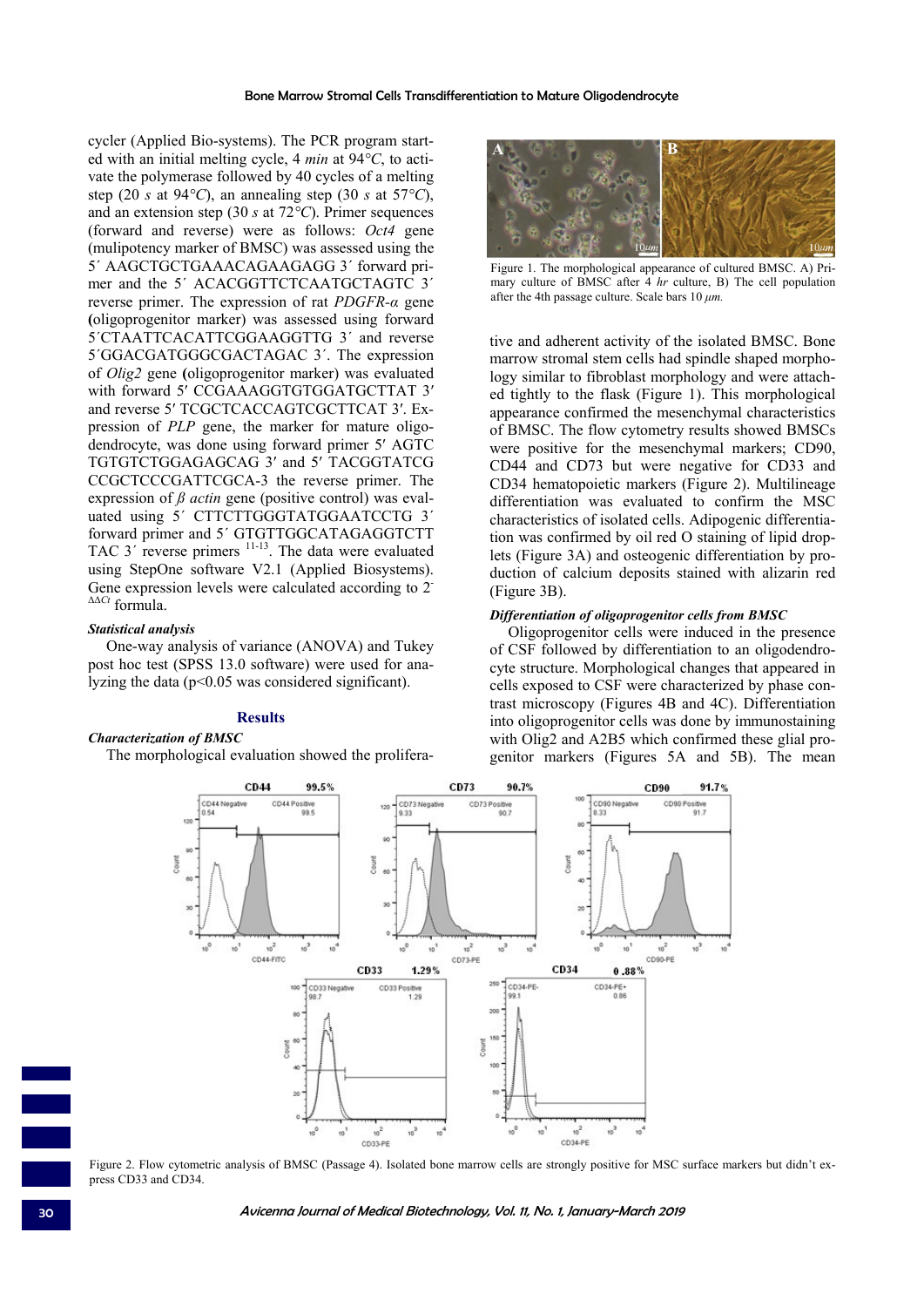cycler (Applied Bio-systems). The PCR program started with an initial melting cycle, 4 *min* at 94°*C*, to activate the polymerase followed by 40 cycles of a melting step (20 *s* at 94°*C*), an annealing step (30 *s* at 57°*C*), and an extension step (30 *s* at 72°*C*). Primer sequences (forward and reverse) were as follows: *Oct4* gene (mulipotency marker of BMSC) was assessed using the 5´ AAGCTGCTGAAACAGAAGAGG 3´ forward primer and the 5´ ACACGGTTCTCAATGCTAGTC 3´ reverse primer. The expression of rat *PDGFR-α* gene **(**oligoprogenitor marker) was assessed using forward 5´CTAATTCACATTCGGAAGGTTG 3´ and reverse 5´GGACGATGGGCGACTAGAC 3´. The expression of *Olig2* gene **(**oligoprogenitor marker) was evaluated with forward 5′ CCGAAAGGTGTGGATGCTTAT 3′ and reverse 5′ TCGCTCACCAGTCGCTTCAT 3′. Expression of *PLP* gene, the marker for mature oligodendrocyte, was done using forward primer 5′ AGTC TGTGTCTGGAGAGCAG 3′ and 5′ TACGGTATCG CCGCTCCCGATTCGCA-3 the reverse primer. The expression of *β actin* gene (positive control) was evaluated using 5´ CTTCTTGGGTATGGAATCCTG 3´ forward primer and 5´ GTGTTGGCATAGAGGTCTT TAC 3´ reverse primers [11-13]. The data were evaluated using StepOne software V2.1 (Applied Biosystems). Gene expression levels were calculated according to $2^{-\Delta\Delta Ct}$ formula.

***Statistical analysis***

One-way analysis of variance (ANOVA) and Tukey post hoc test (SPSS 13.0 software) were used for analyzing the data ($p<0.05$ was considered significant).

## Results

***Characterization of BMSC***

The morphological evaluation showed the proliferative and adherent activity of the isolated BMSC. Bone marrow stromal stem cells had spindle shaped morphology similar to fibroblast morphology and were attached tightly to the flask (Figure 1). This morphological appearance confirmed the mesenchymal characteristics of BMSC. The flow cytometry results showed BMSCs were positive for the mesenchymal markers; CD90, CD44 and CD73 but were negative for CD33 and CD34 hematopoietic markers (Figure 2). Multilineage differentiation was evaluated to confirm the MSC characteristics of isolated cells. Adipogenic differentiation was confirmed by oil red O staining of lipid droplets (Figure 3A) and osteogenic differentiation by production of calcium deposits stained with alizarin red (Figure 3B).

Figure 1. The morphological appearance of cultured BMSC. A) Primary culture of BMSC after 4 *hr* culture, B) The cell population after the 4th passage culture. Scale bars 10 *μm.*

***Differentiation of oligoprogenitor cells from BMSC***

Oligoprogenitor cells were induced in the presence of CSF followed by differentiation to an oligodendrocyte structure. Morphological changes that appeared in cells exposed to CSF were characterized by phase contrast microscopy (Figures 4B and 4C). Differentiation into oligoprogenitor cells was done by immunostaining with Olig2 and A2B5 which confirmed these glial progenitor markers (Figures 5A and 5B). The mean

Figure 2. Flow cytometric analysis of BMSC (Passage 4). Isolated bone marrow cells are strongly positive for MSC surface markers but didn't express CD33 and CD34.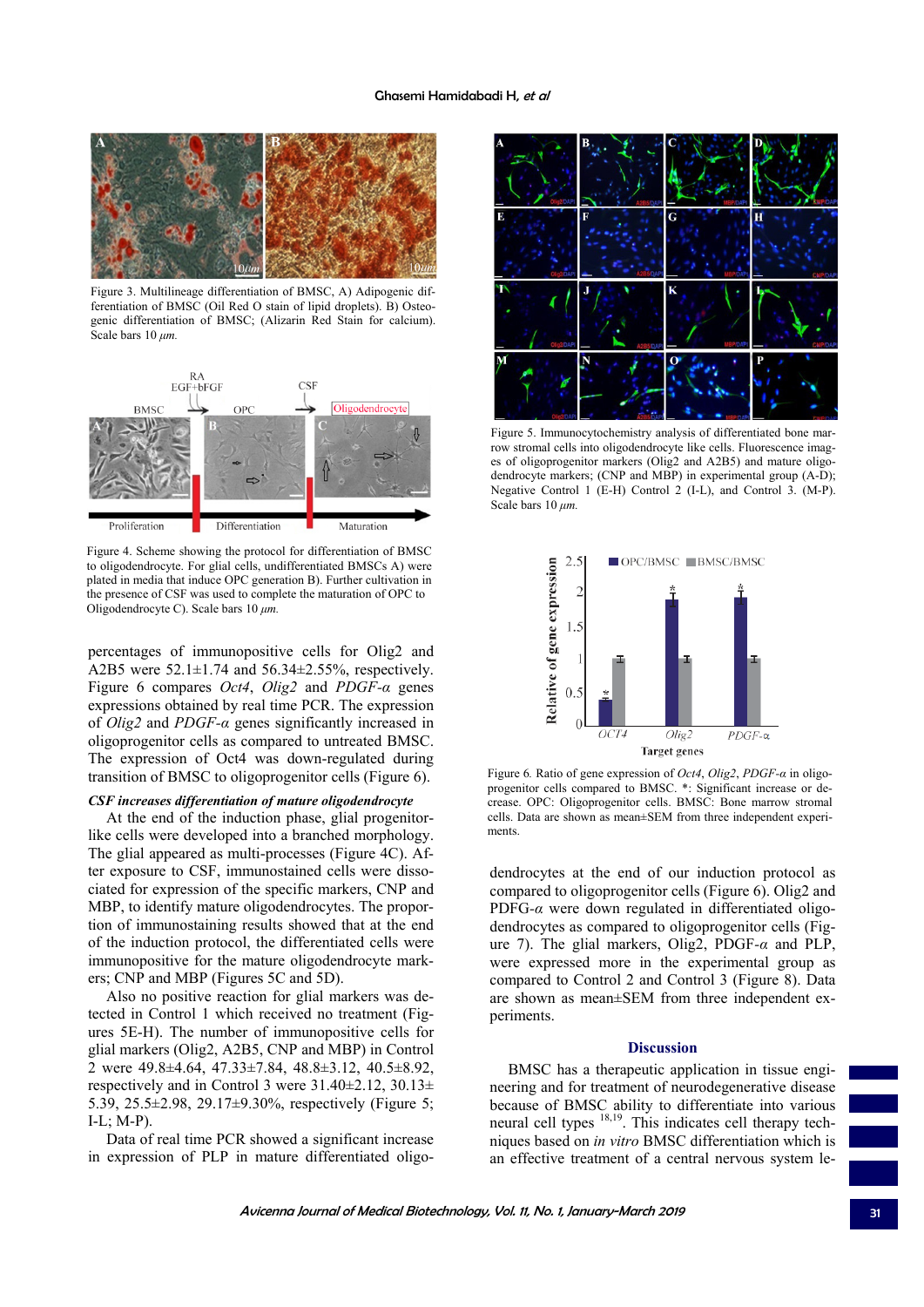Figure 3. Multilineage differentiation of BMSC, A) Adipogenic differentiation of BMSC (Oil Red O stain of lipid droplets). B) Osteogenic differentiation of BMSC; (Alizarin Red Stain for calcium). Scale bars 10 $\mu m$.

Figure 4. Scheme showing the protocol for differentiation of BMSC to oligodendrocyte. For glial cells, undifferentiated BMSCs A) were plated in media that induce OPC generation B). Further cultivation in the presence of CSF was used to complete the maturation of OPC to Oligodendrocyte C). Scale bars 10 $\mu m$.

percentages of immunopositive cells for Olig2 and A2B5 were 52.1±1.74 and 56.34±2.55%, respectively. Figure 6 compares *Oct4*, *Olig2* and *PDGF-α* genes expressions obtained by real time PCR. The expression of *Olig2* and *PDGF-α* genes significantly increased in oligoprogenitor cells as compared to untreated BMSC. The expression of Oct4 was down-regulated during transition of BMSC to oligoprogenitor cells (Figure 6).

***CSF increases differentiation of mature oligodendrocyte***

At the end of the induction phase, glial progenitor-like cells were developed into a branched morphology. The glial appeared as multi-processes (Figure 4C). After exposure to CSF, immunostained cells were dissociated for expression of the specific markers, CNP and MBP, to identify mature oligodendrocytes. The proportion of immunostaining results showed that at the end of the induction protocol, the differentiated cells were immunopositive for the mature oligodendrocyte markers; CNP and MBP (Figures 5C and 5D).

Also no positive reaction for glial markers was detected in Control 1 which received no treatment (Figures 5E-H). The number of immunopositive cells for glial markers (Olig2, A2B5, CNP and MBP) in Control 2 were 49.8±4.64, 47.33±7.84, 48.8±3.12, 40.5±8.92, respectively and in Control 3 were 31.40±2.12, 30.13±5.39, 25.5±2.98, 29.17±9.30%, respectively (Figure 5; I-L; M-P).

Data of real time PCR showed a significant increase in expression of PLP in mature differentiated oligodendrocytes at the end of our induction protocol as compared to oligoprogenitor cells (Figure 6). Olig2 and PDFG-*α* were down regulated in differentiated oligodendrocytes as compared to oligoprogenitor cells (Figure 7). The glial markers, Olig2, PDGF-*α* and PLP, were expressed more in the experimental group as compared to Control 2 and Control 3 (Figure 8). Data are shown as mean±SEM from three independent experiments.

Figure 5. Immunocytochemistry analysis of differentiated bone marrow stromal cells into oligodendrocyte like cells. Fluorescence images of oligoprogenitor markers (Olig2 and A2B5) and mature oligodendrocyte markers; (CNP and MBP) in experimental group (A-D); Negative Control 1 (E-H) Control 2 (I-L), and Control 3. (M-P). Scale bars 10 $\mu m$.

Figure 6. Ratio of gene expression of *Oct4*, *Olig2*, *PDGF-α* in oligoprogenitor cells compared to BMSC. *: Significant increase or decrease. OPC: Oligoprogenitor cells. BMSC: Bone marrow stromal cells. Data are shown as mean±SEM from three independent experiments.

## Discussion

BMSC has a therapeutic application in tissue engineering and for treatment of neurodegenerative disease because of BMSC ability to differentiate into various neural cell types [18,19]. This indicates cell therapy techniques based on *in vitro* BMSC differentiation which is an effective treatment of a central nervous system le-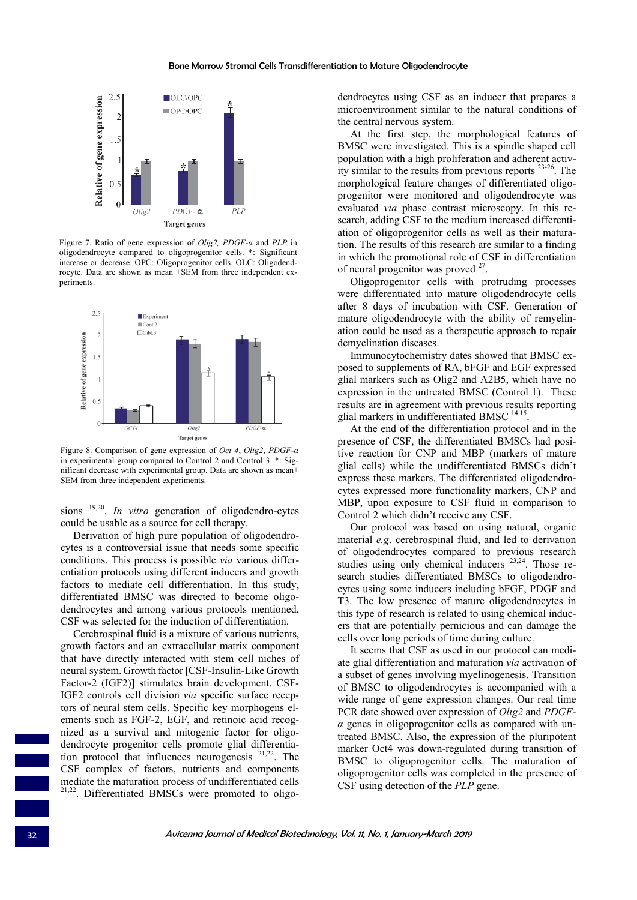Figure 7. Ratio of gene expression of *Olig2, PDGF-α* and *PLP* in oligodendrocyte compared to oligoprogenitor cells. *: Significant increase or decrease. OPC: Oligoprogenitor cells. OLC: Oligodendrocyte. Data are shown as mean ±SEM from three independent experiments.

Figure 8. Comparison of gene expression of *Oct 4*, *Olig2*, *PDGF-α* in experimental group compared to Control 2 and Control 3. *: Significant decrease with experimental group. Data are shown as mean± SEM from three independent experiments.

sions [19,20]. *In vitro* generation of oligodendro-cytes could be usable as a source for cell therapy.

Derivation of high pure population of oligodendrocytes is a controversial issue that needs some specific conditions. This process is possible *via* various differentiation protocols using different inducers and growth factors to mediate cell differentiation. In this study, differentiated BMSC was directed to become oligodendrocytes and among various protocols mentioned, CSF was selected for the induction of differentiation.

Cerebrospinal fluid is a mixture of various nutrients, growth factors and an extracellular matrix component that have directly interacted with stem cell niches of neural system. Growth factor [CSF-Insulin-Like Growth Factor-2 (IGF2)] stimulates brain development. CSF-IGF2 controls cell division *via* specific surface receptors of neural stem cells. Specific key morphogens elements such as FGF-2, EGF, and retinoic acid recognized as a survival and mitogenic factor for oligodendrocyte progenitor cells promote glial differentiation protocol that influences neurogenesis [21,22]. The CSF complex of factors, nutrients and components mediate the maturation process of undifferentiated cells [21,22]. Differentiated BMSCs were promoted to oligodendrocytes using CSF as an inducer that prepares a microenvironment similar to the natural conditions of the central nervous system.

At the first step, the morphological features of BMSC were investigated. This is a spindle shaped cell population with a high proliferation and adherent activity similar to the results from previous reports [23-26]. The morphological feature changes of differentiated oligoprogenitor were monitored and oligodendrocyte was evaluated *via* phase contrast microscopy. In this research, adding CSF to the medium increased differentiation of oligoprogenitor cells as well as their maturation. The results of this research are similar to a finding in which the promotional role of CSF in differentiation of neural progenitor was proved [27].

Oligoprogenitor cells with protruding processes were differentiated into mature oligodendrocyte cells after 8 days of incubation with CSF. Generation of mature oligodendrocyte with the ability of remyelination could be used as a therapeutic approach to repair demyelination diseases.

Immunocytochemistry dates showed that BMSC exposed to supplements of RA, bFGF and EGF expressed glial markers such as Olig2 and A2B5, which have no expression in the untreated BMSC (Control 1). These results are in agreement with previous results reporting glial markers in undifferentiated BMSC [14,15].

At the end of the differentiation protocol and in the presence of CSF, the differentiated BMSCs had positive reaction for CNP and MBP (markers of mature glial cells) while the undifferentiated BMSCs didn't express these markers. The differentiated oligodendrocytes expressed more functionality markers, CNP and MBP, upon exposure to CSF fluid in comparison to Control 2 which didn't receive any CSF.

Our protocol was based on using natural, organic material *e.g*. cerebrospinal fluid, and led to derivation of oligodendrocytes compared to previous research studies using only chemical inducers [23,24]. Those research studies differentiated BMSCs to oligodendrocytes using some inducers including bFGF, PDGF and T3. The low presence of mature oligodendrocytes in this type of research is related to using chemical inducers that are potentially pernicious and can damage the cells over long periods of time during culture.

It seems that CSF as used in our protocol can mediate glial differentiation and maturation *via* activation of a subset of genes involving myelinogenesis. Transition of BMSC to oligodendrocytes is accompanied with a wide range of gene expression changes. Our real time PCR date showed over expression of *Olig2* and *PDGF-α* genes in oligoprogenitor cells as compared with untreated BMSC. Also, the expression of the pluripotent marker Oct4 was down-regulated during transition of BMSC to oligoprogenitor cells. The maturation of oligoprogenitor cells was completed in the presence of CSF using detection of the *PLP* gene.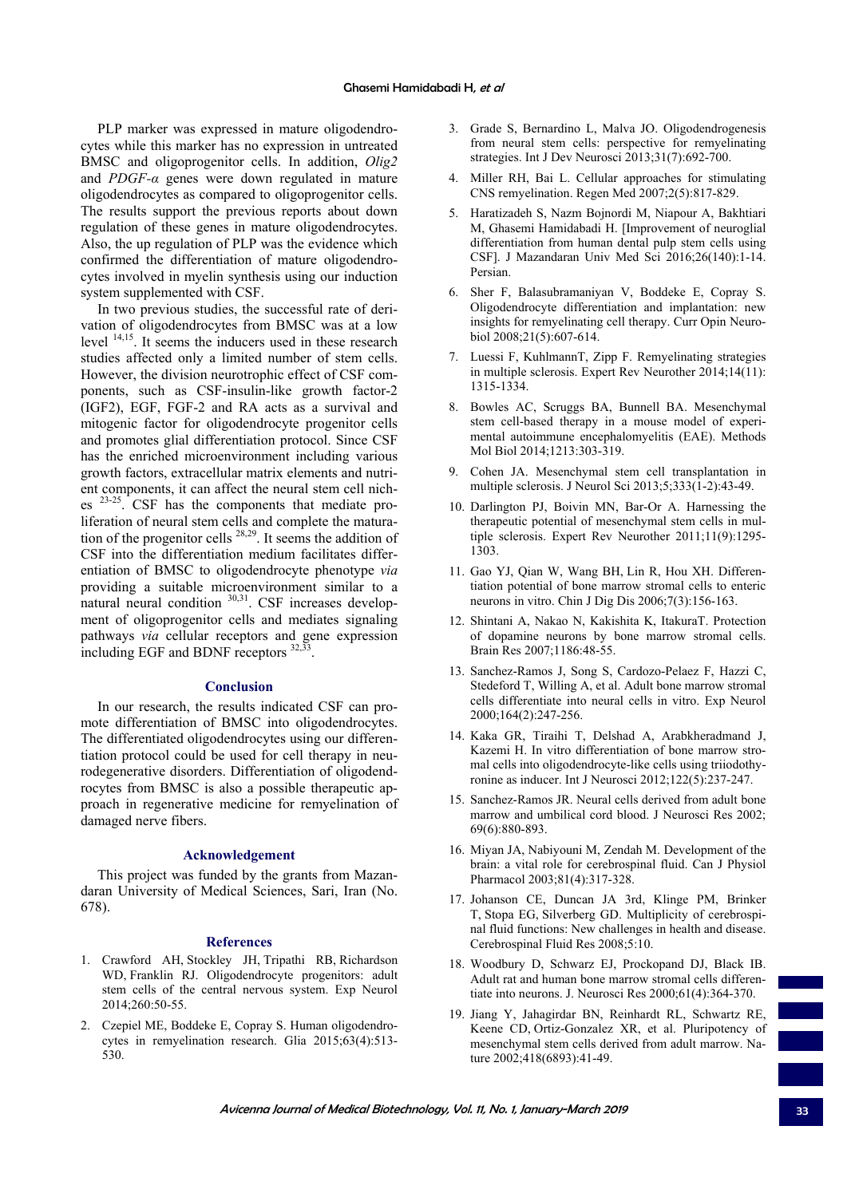PLP marker was expressed in mature oligodendrocytes while this marker has no expression in untreated BMSC and oligoprogenitor cells. In addition, *Olig2* and *PDGF-α* genes were down regulated in mature oligodendrocytes as compared to oligoprogenitor cells. The results support the previous reports about down regulation of these genes in mature oligodendrocytes. Also, the up regulation of PLP was the evidence which confirmed the differentiation of mature oligodendrocytes involved in myelin synthesis using our induction system supplemented with CSF.

In two previous studies, the successful rate of derivation of oligodendrocytes from BMSC was at a low level [14,15]. It seems the inducers used in these research studies affected only a limited number of stem cells. However, the division neurotrophic effect of CSF components, such as CSF-insulin-like growth factor-2 (IGF2), EGF, FGF-2 and RA acts as a survival and mitogenic factor for oligodendrocyte progenitor cells and promotes glial differentiation protocol. Since CSF has the enriched microenvironment including various growth factors, extracellular matrix elements and nutrient components, it can affect the neural stem cell niches [23-25]. CSF has the components that mediate proliferation of neural stem cells and complete the maturation of the progenitor cells [28,29]. It seems the addition of CSF into the differentiation medium facilitates differentiation of BMSC to oligodendrocyte phenotype *via* providing a suitable microenvironment similar to a natural neural condition [30,31]. CSF increases development of oligoprogenitor cells and mediates signaling pathways *via* cellular receptors and gene expression including EGF and BDNF receptors [32,33].

## Conclusion

In our research, the results indicated CSF can promote differentiation of BMSC into oligodendrocytes. The differentiated oligodendrocytes using our differentiation protocol could be used for cell therapy in neurodegenerative disorders. Differentiation of oligodendrocytes from BMSC is also a possible therapeutic approach in regenerative medicine for remyelination of damaged nerve fibers.

## Acknowledgement

This project was funded by the grants from Mazandaran University of Medical Sciences, Sari, Iran (No. 678).

## References

1. Crawford AH, Stockley JH, Tripathi RB, Richardson WD, Franklin RJ. Oligodendrocyte progenitors: adult stem cells of the central nervous system. Exp Neurol 2014;260:50-55.
2. Czepiel ME, Boddeke E, Copray S. Human oligodendrocytes in remyelination research. Glia 2015;63(4):513-530.
3. Grade S, Bernardino L, Malva JO. Oligodendrogenesis from neural stem cells: perspective for remyelinating strategies. Int J Dev Neurosci 2013;31(7):692-700.
4. Miller RH, Bai L. Cellular approaches for stimulating CNS remyelination. Regen Med 2007;2(5):817-829.
5. Haratizadeh S, Nazm Bojnordi M, Niapour A, Bakhtiari M, Ghasemi Hamidabadi H. [Improvement of neuroglial differentiation from human dental pulp stem cells using CSF]. J Mazandaran Univ Med Sci 2016;26(140):1-14. Persian.
6. Sher F, Balasubramaniyan V, Boddeke E, Copray S. Oligodendrocyte differentiation and implantation: new insights for remyelinating cell therapy. Curr Opin Neurobiol 2008;21(5):607-614.
7. Luessi F, KuhlmannT, Zipp F. Remyelinating strategies in multiple sclerosis. Expert Rev Neurother 2014;14(11): 1315-1334.
8. Bowles AC, Scruggs BA, Bunnell BA. Mesenchymal stem cell-based therapy in a mouse model of experimental autoimmune encephalomyelitis (EAE). Methods Mol Biol 2014;1213:303-319.
9. Cohen JA. Mesenchymal stem cell transplantation in multiple sclerosis. J Neurol Sci 2013;5;333(1-2):43-49.
10. Darlington PJ, Boivin MN, Bar-Or A. Harnessing the therapeutic potential of mesenchymal stem cells in multiple sclerosis. Expert Rev Neurother 2011;11(9):1295-1303.
11. Gao YJ, Qian W, Wang BH, Lin R, Hou XH. Differentiation potential of bone marrow stromal cells to enteric neurons in vitro. Chin J Dig Dis 2006;7(3):156-163.
12. Shintani A, Nakao N, Kakishita K, ItakuraT. Protection of dopamine neurons by bone marrow stromal cells. Brain Res 2007;1186:48-55.
13. Sanchez-Ramos J, Song S, Cardozo-Pelaez F, Hazzi C, Stedeford T, Willing A, et al. Adult bone marrow stromal cells differentiate into neural cells in vitro. Exp Neurol 2000;164(2):247-256.
14. Kaka GR, Tiraihi T, Delshad A, Arabkheradmand J, Kazemi H. In vitro differentiation of bone marrow stromal cells into oligodendrocyte-like cells using triiodothyronine as inducer. Int J Neurosci 2012;122(5):237-247.
15. Sanchez-Ramos JR. Neural cells derived from adult bone marrow and umbilical cord blood. J Neurosci Res 2002; 69(6):880-893.
16. Miyan JA, Nabiyouni M, Zendah M. Development of the brain: a vital role for cerebrospinal fluid. Can J Physiol Pharmacol 2003;81(4):317-328.
17. Johanson CE, Duncan JA 3rd, Klinge PM, Brinker T, Stopa EG, Silverberg GD. Multiplicity of cerebrospinal fluid functions: New challenges in health and disease. Cerebrospinal Fluid Res 2008;5:10.
18. Woodbury D, Schwarz EJ, Prockopand DJ, Black IB. Adult rat and human bone marrow stromal cells differentiate into neurons. J. Neurosci Res 2000;61(4):364-370.
19. Jiang Y, Jahagirdar BN, Reinhardt RL, Schwartz RE, Keene CD, Ortiz-Gonzalez XR, et al. Pluripotency of mesenchymal stem cells derived from adult marrow. Nature 2002;418(6893):41-49.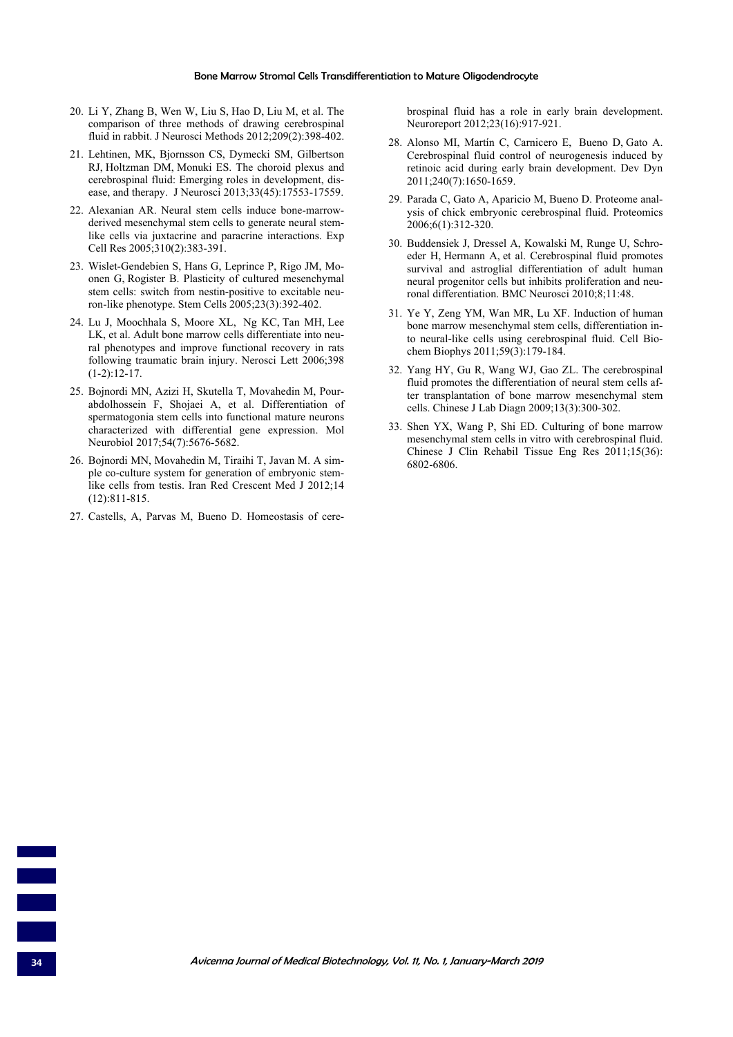20. Li Y, Zhang B, Wen W, Liu S, Hao D, Liu M, et al. The comparison of three methods of drawing cerebrospinal fluid in rabbit. J Neurosci Methods 2012;209(2):398-402.
21. Lehtinen, MK, Bjornsson CS, Dymecki SM, Gilbertson RJ, Holtzman DM, Monuki ES. The choroid plexus and cerebrospinal fluid: Emerging roles in development, disease, and therapy. J Neurosci 2013;33(45):17553-17559.
22. Alexanian AR. Neural stem cells induce bone-marrow-derived mesenchymal stem cells to generate neural stem-like cells via juxtacrine and paracrine interactions. Exp Cell Res 2005;310(2):383-391.
23. Wislet-Gendebien S, Hans G, Leprince P, Rigo JM, Moonen G, Rogister B. Plasticity of cultured mesenchymal stem cells: switch from nestin-positive to excitable neuron-like phenotype. Stem Cells 2005;23(3):392-402.
24. Lu J, Moochhala S, Moore XL, Ng KC, Tan MH, Lee LK, et al. Adult bone marrow cells differentiate into neural phenotypes and improve functional recovery in rats following traumatic brain injury. Nerosci Lett 2006;398 (1-2):12-17.
25. Bojnordi MN, Azizi H, Skutella T, Movahedin M, Pourabdolhossein F, Shojaei A, et al. Differentiation of spermatogonia stem cells into functional mature neurons characterized with differential gene expression. Mol Neurobiol 2017;54(7):5676-5682.
26. Bojnordi MN, Movahedin M, Tiraihi T, Javan M. A simple co-culture system for generation of embryonic stem-like cells from testis. Iran Red Crescent Med J 2012;14 (12):811-815.
27. Castells, A, Parvas M, Bueno D. Homeostasis of cerebrospinal fluid has a role in early brain development. Neuroreport 2012;23(16):917-921.
28. Alonso MI, Martín C, Carnicero E, Bueno D, Gato A. Cerebrospinal fluid control of neurogenesis induced by retinoic acid during early brain development. Dev Dyn 2011;240(7):1650-1659.
29. Parada C, Gato A, Aparicio M, Bueno D. Proteome analysis of chick embryonic cerebrospinal fluid. Proteomics 2006;6(1):312-320.
30. Buddensiek J, Dressel A, Kowalski M, Runge U, Schroeder H, Hermann A, et al. Cerebrospinal fluid promotes survival and astroglial differentiation of adult human neural progenitor cells but inhibits proliferation and neuronal differentiation. BMC Neurosci 2010;8;11:48.
31. Ye Y, Zeng YM, Wan MR, Lu XF. Induction of human bone marrow mesenchymal stem cells, differentiation into neural-like cells using cerebrospinal fluid. Cell Biochem Biophys 2011;59(3):179-184.
32. Yang HY, Gu R, Wang WJ, Gao ZL. The cerebrospinal fluid promotes the differentiation of neural stem cells after transplantation of bone marrow mesenchymal stem cells. Chinese J Lab Diagn 2009;13(3):300-302.
33. Shen YX, Wang P, Shi ED. Culturing of bone marrow mesenchymal stem cells in vitro with cerebrospinal fluid. Chinese J Clin Rehabil Tissue Eng Res 2011;15(36): 6802-6806.